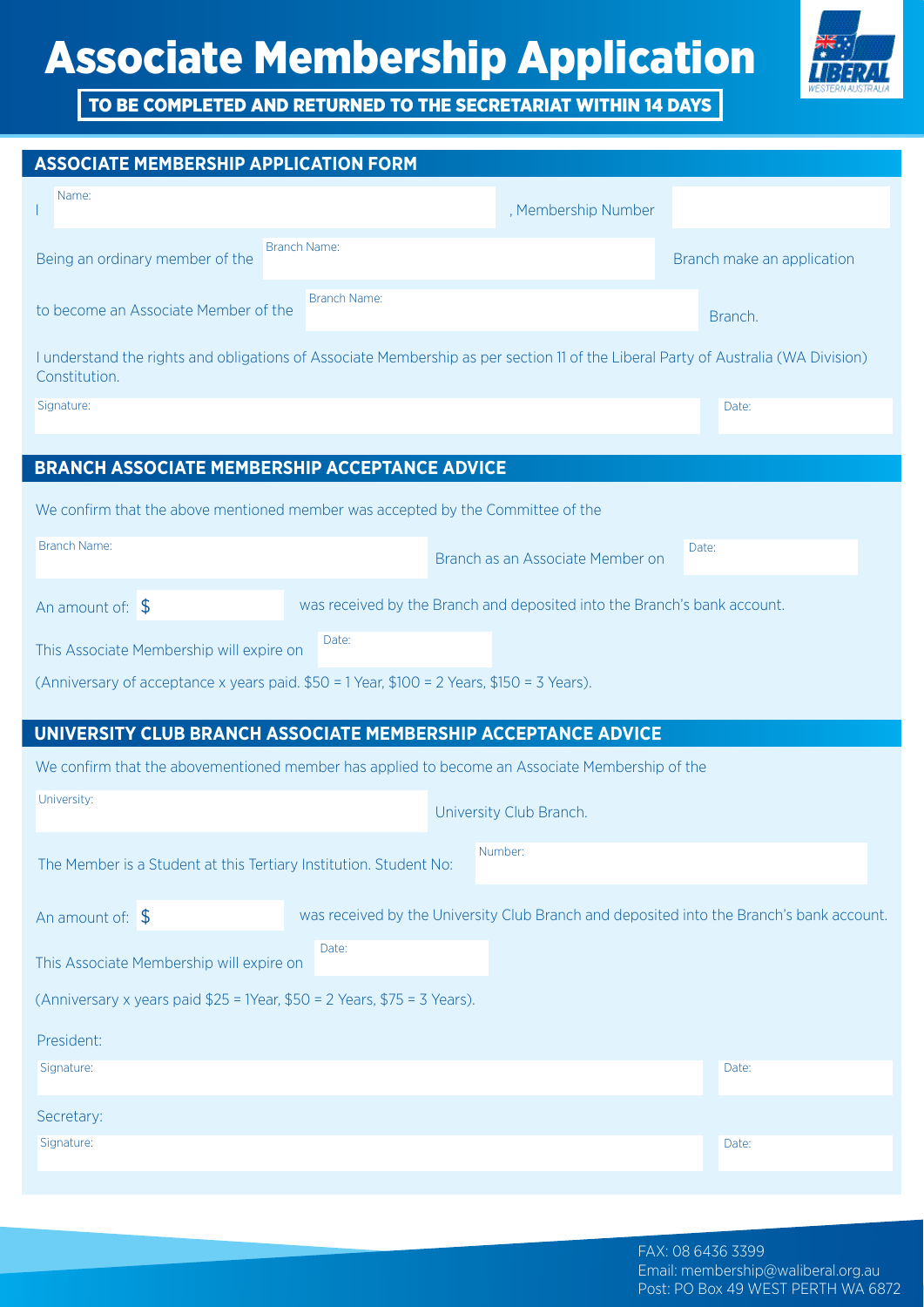# Associate Membership Application

**TO BE COMPLETED AND RETURNED TO THE SECRETARIAT WITHIN 14 DAYS**

## ASSOCIATE MEMBERSHIP APPLICATION FORM

I Name: ______________________, Membership Number ______________

Being an ordinary member of the Branch Name: ______________________ Branch make an application

to become an Associate Member of the Branch Name: ______________________ Branch.

I understand the rights and obligations of Associate Membership as per section 11 of the Liberal Party of Australia (WA Division) Constitution.

Signature: ______________________ Date: ______________

## BRANCH ASSOCIATE MEMBERSHIP ACCEPTANCE ADVICE

We confirm that the above mentioned member was accepted by the Committee of the

Branch Name: ______________________ Branch as an Associate Member on Date: ______________

An amount of: $ ______________ was received by the Branch and deposited into the Branch's bank account.

This Associate Membership will expire on Date: ______________

(Anniversary of acceptance x years paid. $50 = 1 Year, $100 = 2 Years, $150 = 3 Years).

## UNIVERSITY CLUB BRANCH ASSOCIATE MEMBERSHIP ACCEPTANCE ADVICE

We confirm that the abovementioned member has applied to become an Associate Membership of the

University: ______________________ University Club Branch.

The Member is a Student at this Tertiary Institution. Student No: Number: ______________

An amount of: $ ______________ was received by the University Club Branch and deposited into the Branch's bank account.

This Associate Membership will expire on Date: ______________

(Anniversary x years paid $25 = 1Year, $50 = 2 Years, $75 = 3 Years).

President:

Signature: ______________________ Date: ______________

Secretary:

Signature: ______________________ Date: ______________

FAX: 08 6436 3399
Email: membership@waliberal.org.au
Post: PO Box 49 WEST PERTH WA 6872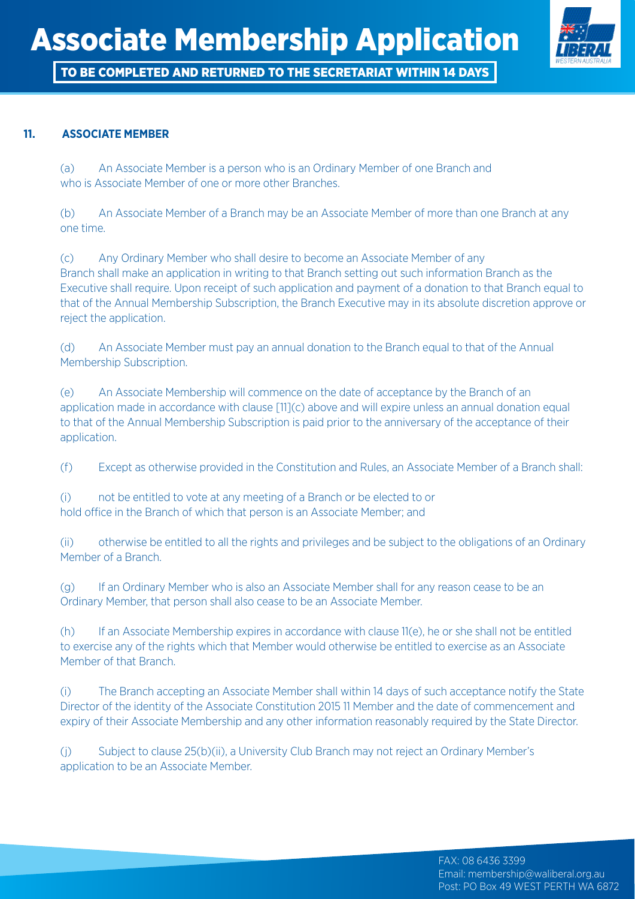# Associate Membership Application

**TO BE COMPLETED AND RETURNED TO THE SECRETARIAT WITHIN 14 DAYS**

## 11. ASSOCIATE MEMBER

(a) An Associate Member is a person who is an Ordinary Member of one Branch and who is Associate Member of one or more other Branches.

(b) An Associate Member of a Branch may be an Associate Member of more than one Branch at any one time.

(c) Any Ordinary Member who shall desire to become an Associate Member of any Branch shall make an application in writing to that Branch setting out such information Branch as the Executive shall require. Upon receipt of such application and payment of a donation to that Branch equal to that of the Annual Membership Subscription, the Branch Executive may in its absolute discretion approve or reject the application.

(d) An Associate Member must pay an annual donation to the Branch equal to that of the Annual Membership Subscription.

(e) An Associate Membership will commence on the date of acceptance by the Branch of an application made in accordance with clause [11](c) above and will expire unless an annual donation equal to that of the Annual Membership Subscription is paid prior to the anniversary of the acceptance of their application.

(f) Except as otherwise provided in the Constitution and Rules, an Associate Member of a Branch shall:

(i) not be entitled to vote at any meeting of a Branch or be elected to or hold office in the Branch of which that person is an Associate Member; and

(ii) otherwise be entitled to all the rights and privileges and be subject to the obligations of an Ordinary Member of a Branch.

(g) If an Ordinary Member who is also an Associate Member shall for any reason cease to be an Ordinary Member, that person shall also cease to be an Associate Member.

(h) If an Associate Membership expires in accordance with clause 11(e), he or she shall not be entitled to exercise any of the rights which that Member would otherwise be entitled to exercise as an Associate Member of that Branch.

(i) The Branch accepting an Associate Member shall within 14 days of such acceptance notify the State Director of the identity of the Associate Constitution 2015 11 Member and the date of commencement and expiry of their Associate Membership and any other information reasonably required by the State Director.

(j) Subject to clause 25(b)(ii), a University Club Branch may not reject an Ordinary Member's application to be an Associate Member.

FAX: 08 6436 3399
Email: membership@waliberal.org.au
Post: PO Box 49 WEST PERTH WA 6872